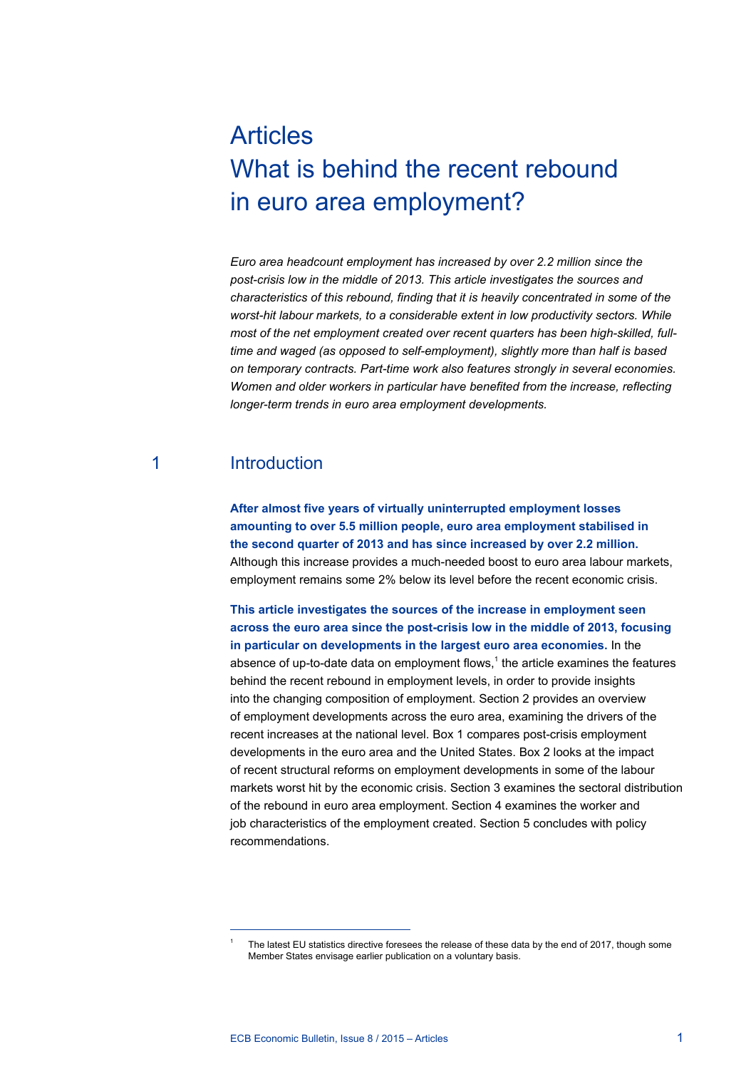# Articles
# What is behind the recent rebound in euro area employment?

*Euro area headcount employment has increased by over 2.2 million since the post-crisis low in the middle of 2013. This article investigates the sources and characteristics of this rebound, finding that it is heavily concentrated in some of the worst-hit labour markets, to a considerable extent in low productivity sectors. While most of the net employment created over recent quarters has been high-skilled, full-time and waged (as opposed to self-employment), slightly more than half is based on temporary contracts. Part-time work also features strongly in several economies. Women and older workers in particular have benefited from the increase, reflecting longer-term trends in euro area employment developments.*

## 1 Introduction

**After almost five years of virtually uninterrupted employment losses amounting to over 5.5 million people, euro area employment stabilised in the second quarter of 2013 and has since increased by over 2.2 million.** Although this increase provides a much-needed boost to euro area labour markets, employment remains some 2% below its level before the recent economic crisis.

**This article investigates the sources of the increase in employment seen across the euro area since the post-crisis low in the middle of 2013, focusing in particular on developments in the largest euro area economies.** In the absence of up-to-date data on employment flows,[1] the article examines the features behind the recent rebound in employment levels, in order to provide insights into the changing composition of employment. Section 2 provides an overview of employment developments across the euro area, examining the drivers of the recent increases at the national level. Box 1 compares post-crisis employment developments in the euro area and the United States. Box 2 looks at the impact of recent structural reforms on employment developments in some of the labour markets worst hit by the economic crisis. Section 3 examines the sectoral distribution of the rebound in euro area employment. Section 4 examines the worker and job characteristics of the employment created. Section 5 concludes with policy recommendations.

---

[1] The latest EU statistics directive foresees the release of these data by the end of 2017, though some Member States envisage earlier publication on a voluntary basis.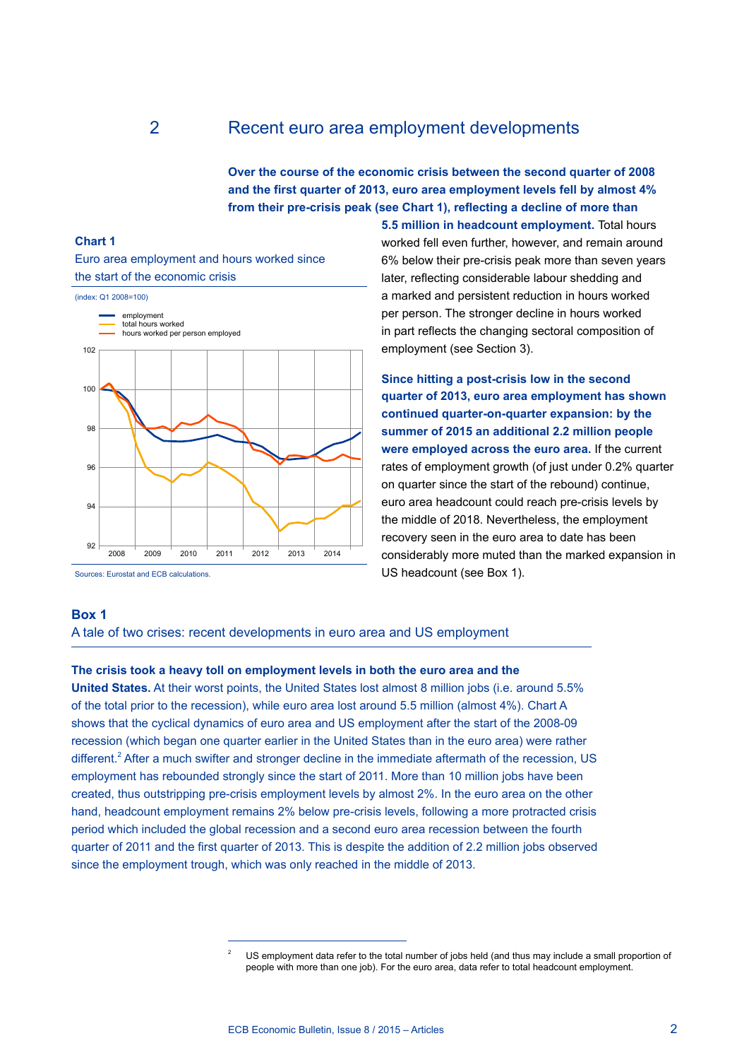## 2 Recent euro area employment developments

**Over the course of the economic crisis between the second quarter of 2008 and the first quarter of 2013, euro area employment levels fell by almost 4% from their pre-crisis peak (see Chart 1), reflecting a decline of more than 5.5 million in headcount employment.** Total hours worked fell even further, however, and remain around 6% below their pre-crisis peak more than seven years later, reflecting considerable labour shedding and a marked and persistent reduction in hours worked per person. The stronger decline in hours worked in part reflects the changing sectoral composition of employment (see Section 3).

**Chart 1**
Euro area employment and hours worked since the start of the economic crisis

(index: Q1 2008=100)

Sources: Eurostat and ECB calculations.

**Since hitting a post-crisis low in the second quarter of 2013, euro area employment has shown continued quarter-on-quarter expansion: by the summer of 2015 an additional 2.2 million people were employed across the euro area.** If the current rates of employment growth (of just under 0.2% quarter on quarter since the start of the rebound) continue, euro area headcount could reach pre-crisis levels by the middle of 2018. Nevertheless, the employment recovery seen in the euro area to date has been considerably more muted than the marked expansion in US headcount (see Box 1).

### Box 1
A tale of two crises: recent developments in euro area and US employment

**The crisis took a heavy toll on employment levels in both the euro area and the United States.** At their worst points, the United States lost almost 8 million jobs (i.e. around 5.5% of the total prior to the recession), while euro area lost around 5.5 million (almost 4%). Chart A shows that the cyclical dynamics of euro area and US employment after the start of the 2008-09 recession (which began one quarter earlier in the United States than in the euro area) were rather different.[2] After a much swifter and stronger decline in the immediate aftermath of the recession, US employment has rebounded strongly since the start of 2011. More than 10 million jobs have been created, thus outstripping pre-crisis employment levels by almost 2%. In the euro area on the other hand, headcount employment remains 2% below pre-crisis levels, following a more protracted crisis period which included the global recession and a second euro area recession between the fourth quarter of 2011 and the first quarter of 2013. This is despite the addition of 2.2 million jobs observed since the employment trough, which was only reached in the middle of 2013.

---

[2] US employment data refer to the total number of jobs held (and thus may include a small proportion of people with more than one job). For the euro area, data refer to total headcount employment.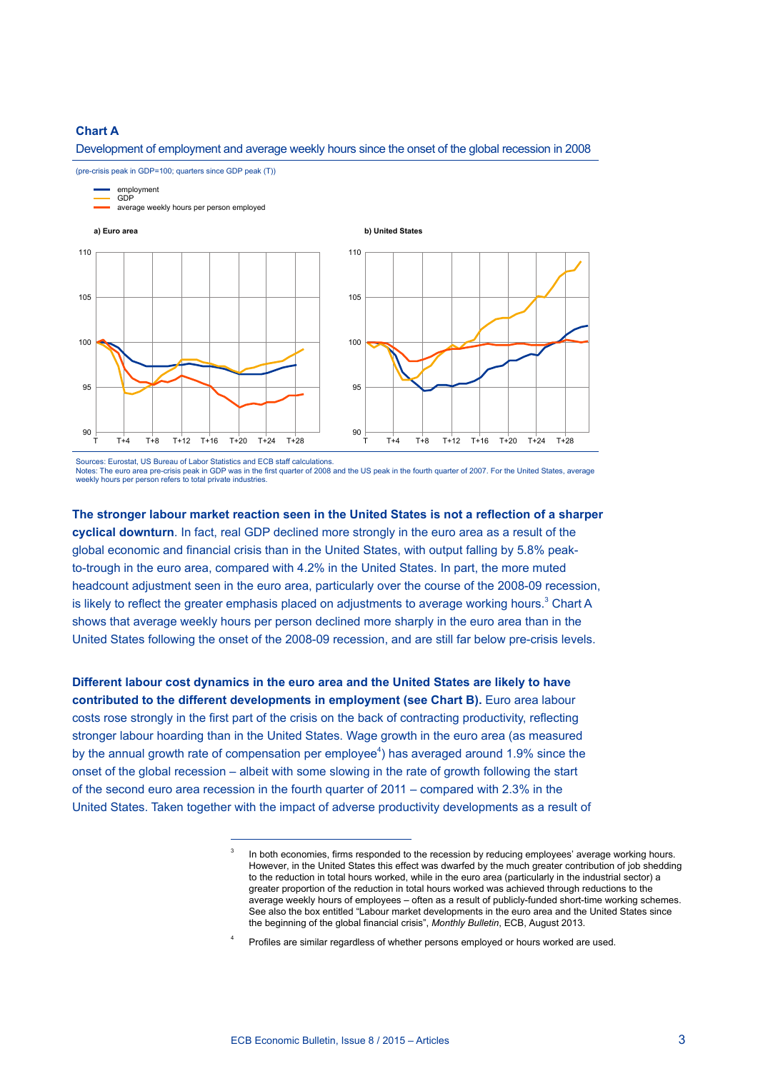**Chart A**

Development of employment and average weekly hours since the onset of the global recession in 2008

(pre-crisis peak in GDP=100; quarters since GDP peak (T))

- employment
- GDP
- average weekly hours per person employed

a) Euro area

b) United States

Sources: Eurostat, US Bureau of Labor Statistics and ECB staff calculations.
Notes: The euro area pre-crisis peak in GDP was in the first quarter of 2008 and the US peak in the fourth quarter of 2007. For the United States, average weekly hours per person refers to total private industries.

**The stronger labour market reaction seen in the United States is not a reflection of a sharper cyclical downturn**. In fact, real GDP declined more strongly in the euro area as a result of the global economic and financial crisis than in the United States, with output falling by 5.8% peak-to-trough in the euro area, compared with 4.2% in the United States. In part, the more muted headcount adjustment seen in the euro area, particularly over the course of the 2008-09 recession, is likely to reflect the greater emphasis placed on adjustments to average working hours.[3] Chart A shows that average weekly hours per person declined more sharply in the euro area than in the United States following the onset of the 2008-09 recession, and are still far below pre-crisis levels.

**Different labour cost dynamics in the euro area and the United States are likely to have contributed to the different developments in employment (see Chart B).** Euro area labour costs rose strongly in the first part of the crisis on the back of contracting productivity, reflecting stronger labour hoarding than in the United States. Wage growth in the euro area (as measured by the annual growth rate of compensation per employee[4]) has averaged around 1.9% since the onset of the global recession – albeit with some slowing in the rate of growth following the start of the second euro area recession in the fourth quarter of 2011 – compared with 2.3% in the United States. Taken together with the impact of adverse productivity developments as a result of

[3] In both economies, firms responded to the recession by reducing employees' average working hours. However, in the United States this effect was dwarfed by the much greater contribution of job shedding to the reduction in total hours worked, while in the euro area (particularly in the industrial sector) a greater proportion of the reduction in total hours worked was achieved through reductions to the average weekly hours of employees – often as a result of publicly-funded short-time working schemes. See also the box entitled "Labour market developments in the euro area and the United States since the beginning of the global financial crisis", *Monthly Bulletin*, ECB, August 2013.

[4] Profiles are similar regardless of whether persons employed or hours worked are used.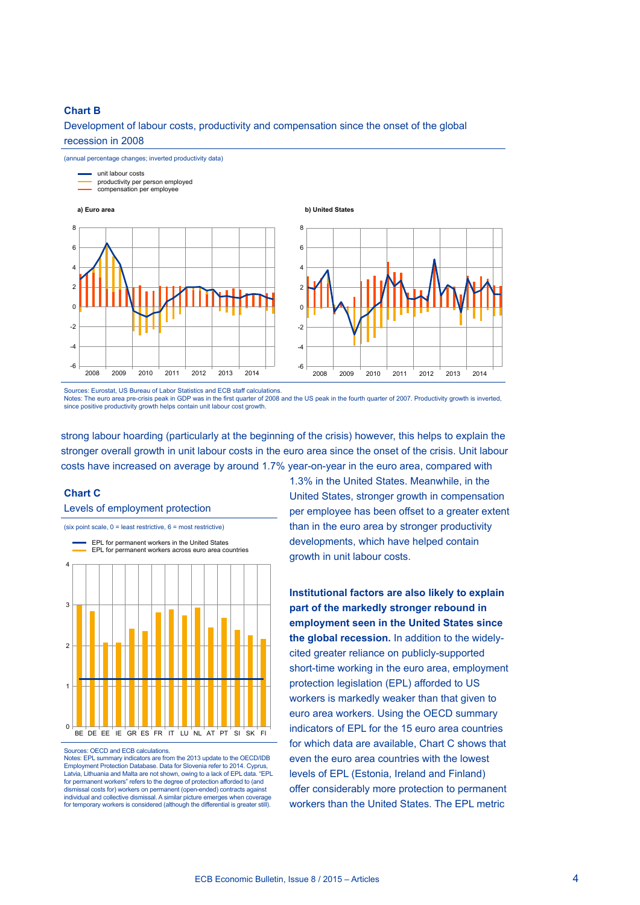**Chart B**

Development of labour costs, productivity and compensation since the onset of the global recession in 2008

(annual percentage changes; inverted productivity data)

- unit labour costs
- productivity per person employed
- compensation per employee

a) Euro area

b) United States

Sources: Eurostat, US Bureau of Labor Statistics and ECB staff calculations.
Notes: The euro area pre-crisis peak in GDP was in the first quarter of 2008 and the US peak in the fourth quarter of 2007. Productivity growth is inverted, since positive productivity growth helps contain unit labour cost growth.

strong labour hoarding (particularly at the beginning of the crisis) however, this helps to explain the stronger overall growth in unit labour costs in the euro area since the onset of the crisis. Unit labour costs have increased on average by around 1.7% year-on-year in the euro area, compared with 1.3% in the United States. Meanwhile, in the United States, stronger growth in compensation per employee has been offset to a greater extent than in the euro area by stronger productivity developments, which have helped contain growth in unit labour costs.

**Chart C**

Levels of employment protection

(six point scale, 0 = least restrictive, 6 = most restrictive)

- EPL for permanent workers in the United States
- EPL for permanent workers across euro area countries

Sources: OECD and ECB calculations.
Notes: EPL summary indicators are from the 2013 update to the OECD/IDB Employment Protection Database. Data for Slovenia refer to 2014. Cyprus, Latvia, Lithuania and Malta are not shown, owing to a lack of EPL data. "EPL for permanent workers" refers to the degree of protection afforded to (and dismissal costs for) workers on permanent (open-ended) contracts against individual and collective dismissal. A similar picture emerges when coverage for temporary workers is considered (although the differential is greater still).

**Institutional factors are also likely to explain part of the markedly stronger rebound in employment seen in the United States since the global recession.** In addition to the widely-cited greater reliance on publicly-supported short-time working in the euro area, employment protection legislation (EPL) afforded to US workers is markedly weaker than that given to euro area workers. Using the OECD summary indicators of EPL for the 15 euro area countries for which data are available, Chart C shows that even the euro area countries with the lowest levels of EPL (Estonia, Ireland and Finland) offer considerably more protection to permanent workers than the United States. The EPL metric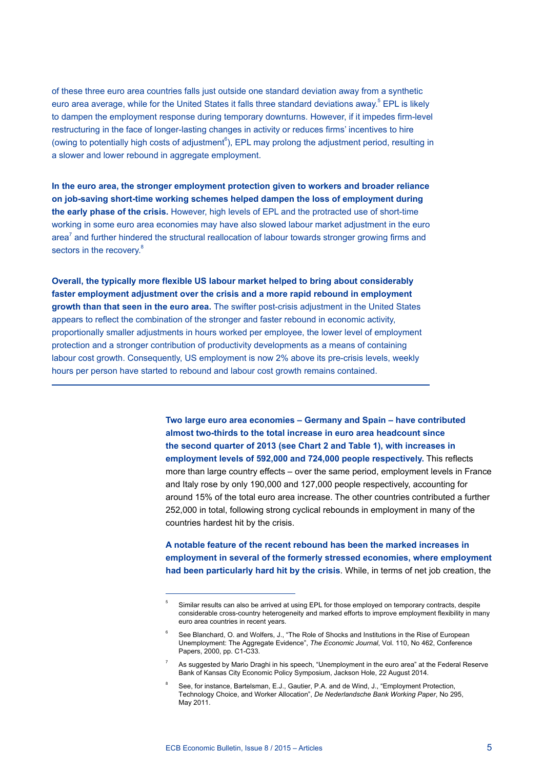of these three euro area countries falls just outside one standard deviation away from a synthetic euro area average, while for the United States it falls three standard deviations away.[5] EPL is likely to dampen the employment response during temporary downturns. However, if it impedes firm-level restructuring in the face of longer-lasting changes in activity or reduces firms' incentives to hire (owing to potentially high costs of adjustment[6]), EPL may prolong the adjustment period, resulting in a slower and lower rebound in aggregate employment.

**In the euro area, the stronger employment protection given to workers and broader reliance on job-saving short-time working schemes helped dampen the loss of employment during the early phase of the crisis.** However, high levels of EPL and the protracted use of short-time working in some euro area economies may have also slowed labour market adjustment in the euro area[7] and further hindered the structural reallocation of labour towards stronger growing firms and sectors in the recovery.[8]

**Overall, the typically more flexible US labour market helped to bring about considerably faster employment adjustment over the crisis and a more rapid rebound in employment growth than that seen in the euro area.** The swifter post-crisis adjustment in the United States appears to reflect the combination of the stronger and faster rebound in economic activity, proportionally smaller adjustments in hours worked per employee, the lower level of employment protection and a stronger contribution of productivity developments as a means of containing labour cost growth. Consequently, US employment is now 2% above its pre-crisis levels, weekly hours per person have started to rebound and labour cost growth remains contained.

---

**Two large euro area economies – Germany and Spain – have contributed almost two-thirds to the total increase in euro area headcount since the second quarter of 2013 (see Chart 2 and Table 1), with increases in employment levels of 592,000 and 724,000 people respectively.** This reflects more than large country effects – over the same period, employment levels in France and Italy rose by only 190,000 and 127,000 people respectively, accounting for around 15% of the total euro area increase. The other countries contributed a further 252,000 in total, following strong cyclical rebounds in employment in many of the countries hardest hit by the crisis.

**A notable feature of the recent rebound has been the marked increases in employment in several of the formerly stressed economies, where employment had been particularly hard hit by the crisis**. While, in terms of net job creation, the

---

[5] Similar results can also be arrived at using EPL for those employed on temporary contracts, despite considerable cross-country heterogeneity and marked efforts to improve employment flexibility in many euro area countries in recent years.

[6] See Blanchard, O. and Wolfers, J., "The Role of Shocks and Institutions in the Rise of European Unemployment: The Aggregate Evidence", *The Economic Journal*, Vol. 110, No 462, Conference Papers, 2000, pp. C1-C33.

[7] As suggested by Mario Draghi in his speech, "Unemployment in the euro area" at the Federal Reserve Bank of Kansas City Economic Policy Symposium, Jackson Hole, 22 August 2014.

[8] See, for instance, Bartelsman, E.J., Gautier, P.A. and de Wind, J., "Employment Protection, Technology Choice, and Worker Allocation", *De Nederlandsche Bank Working Paper*, No 295, May 2011.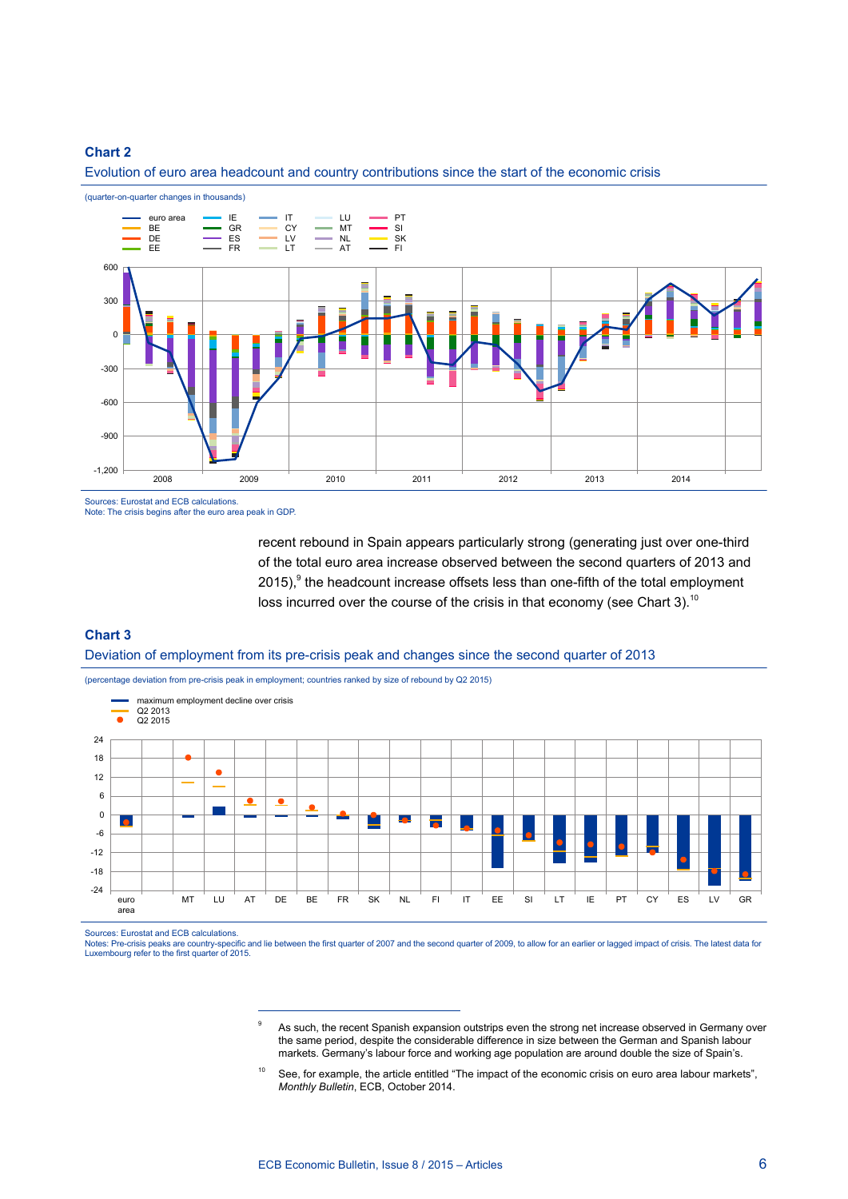**Chart 2**

Evolution of euro area headcount and country contributions since the start of the economic crisis

(quarter-on-quarter changes in thousands)

Sources: Eurostat and ECB calculations.
Note: The crisis begins after the euro area peak in GDP.

recent rebound in Spain appears particularly strong (generating just over one-third of the total euro area increase observed between the second quarters of 2013 and 2015),[9] the headcount increase offsets less than one-fifth of the total employment loss incurred over the course of the crisis in that economy (see Chart 3).[10]

**Chart 3**

Deviation of employment from its pre-crisis peak and changes since the second quarter of 2013

(percentage deviation from pre-crisis peak in employment; countries ranked by size of rebound by Q2 2015)

Sources: Eurostat and ECB calculations.
Notes: Pre-crisis peaks are country-specific and lie between the first quarter of 2007 and the second quarter of 2009, to allow for an earlier or lagged impact of crisis. The latest data for Luxembourg refer to the first quarter of 2015.

---

[9] As such, the recent Spanish expansion outstrips even the strong net increase observed in Germany over the same period, despite the considerable difference in size between the German and Spanish labour markets. Germany's labour force and working age population are around double the size of Spain's.

[10] See, for example, the article entitled "The impact of the economic crisis on euro area labour markets", *Monthly Bulletin*, ECB, October 2014.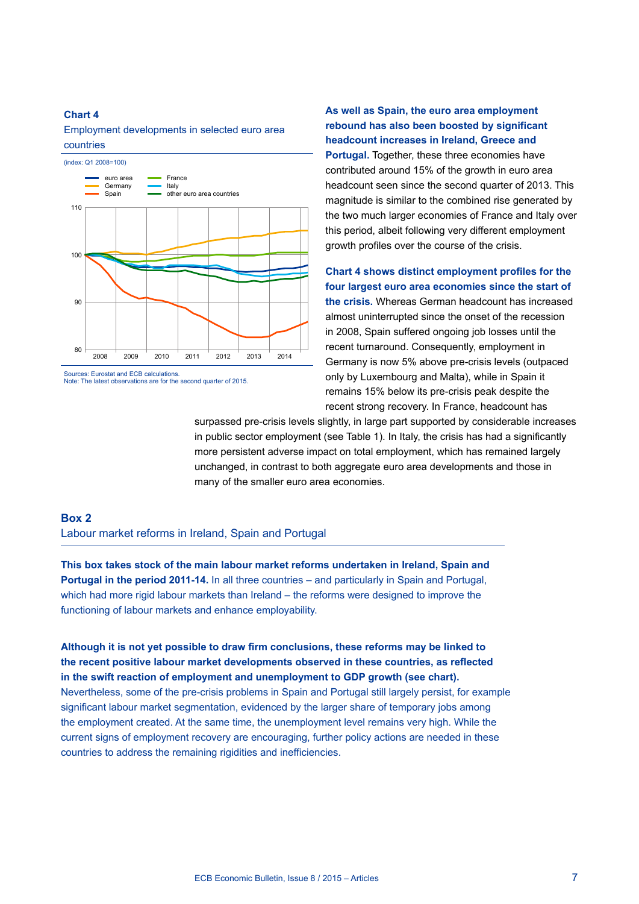**Chart 4**
Employment developments in selected euro area countries

(index: Q1 2008=100)

Sources: Eurostat and ECB calculations.
Note: The latest observations are for the second quarter of 2015.

**As well as Spain, the euro area employment rebound has also been boosted by significant headcount increases in Ireland, Greece and Portugal.** Together, these three economies have contributed around 15% of the growth in euro area headcount seen since the second quarter of 2013. This magnitude is similar to the combined rise generated by the two much larger economies of France and Italy over this period, albeit following very different employment growth profiles over the course of the crisis.

**Chart 4 shows distinct employment profiles for the four largest euro area economies since the start of the crisis.** Whereas German headcount has increased almost uninterrupted since the onset of the recession in 2008, Spain suffered ongoing job losses until the recent turnaround. Consequently, employment in Germany is now 5% above pre-crisis levels (outpaced only by Luxembourg and Malta), while in Spain it remains 15% below its pre-crisis peak despite the recent strong recovery. In France, headcount has surpassed pre-crisis levels slightly, in large part supported by considerable increases in public sector employment (see Table 1). In Italy, the crisis has had a significantly more persistent adverse impact on total employment, which has remained largely unchanged, in contrast to both aggregate euro area developments and those in many of the smaller euro area economies.

## Box 2
### Labour market reforms in Ireland, Spain and Portugal

**This box takes stock of the main labour market reforms undertaken in Ireland, Spain and Portugal in the period 2011-14.** In all three countries – and particularly in Spain and Portugal, which had more rigid labour markets than Ireland – the reforms were designed to improve the functioning of labour markets and enhance employability.

**Although it is not yet possible to draw firm conclusions, these reforms may be linked to the recent positive labour market developments observed in these countries, as reflected in the swift reaction of employment and unemployment to GDP growth (see chart).** Nevertheless, some of the pre-crisis problems in Spain and Portugal still largely persist, for example significant labour market segmentation, evidenced by the larger share of temporary jobs among the employment created. At the same time, the unemployment level remains very high. While the current signs of employment recovery are encouraging, further policy actions are needed in these countries to address the remaining rigidities and inefficiencies.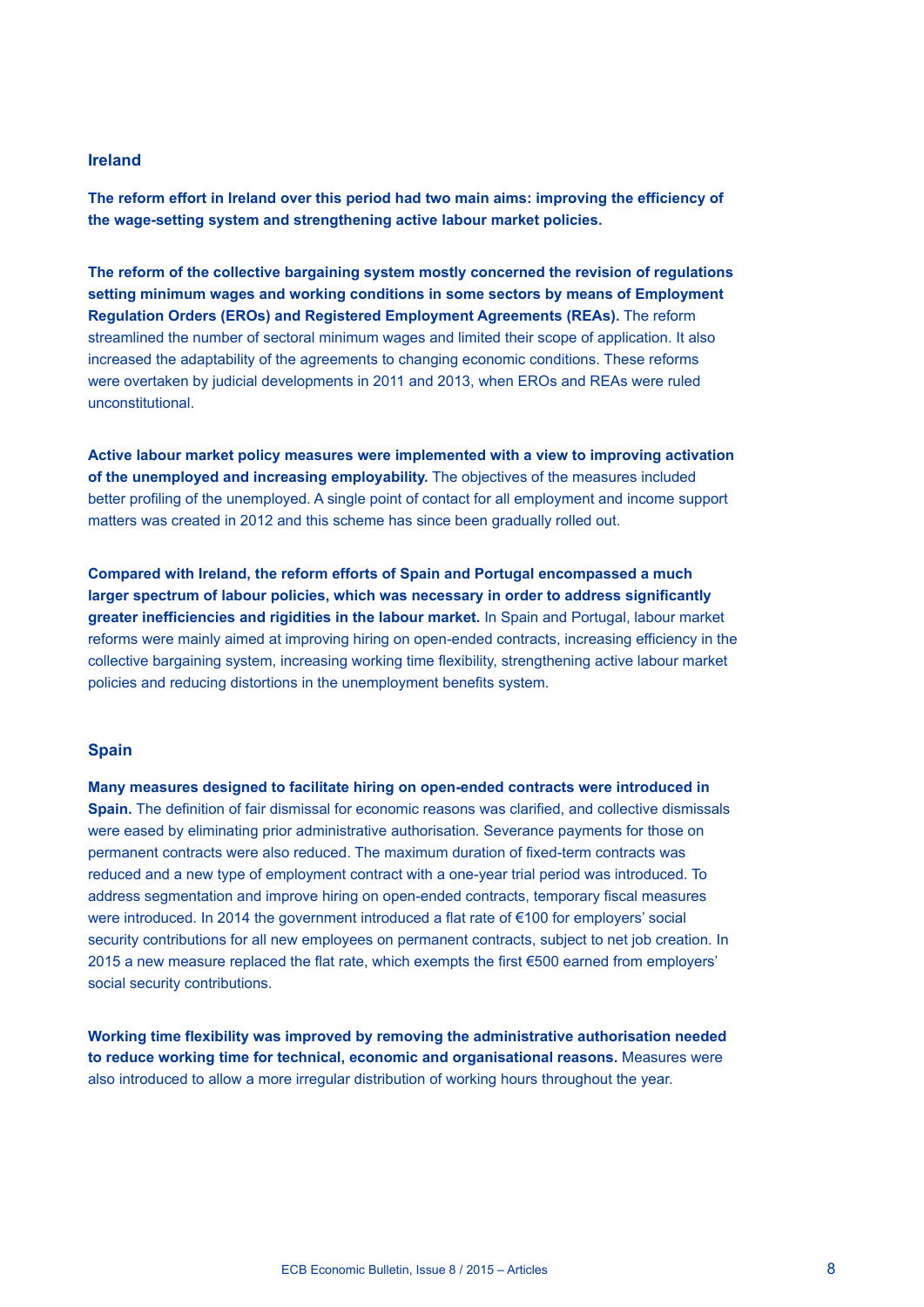### Ireland

**The reform effort in Ireland over this period had two main aims: improving the efficiency of the wage-setting system and strengthening active labour market policies.**

**The reform of the collective bargaining system mostly concerned the revision of regulations setting minimum wages and working conditions in some sectors by means of Employment Regulation Orders (EROs) and Registered Employment Agreements (REAs).** The reform streamlined the number of sectoral minimum wages and limited their scope of application. It also increased the adaptability of the agreements to changing economic conditions. These reforms were overtaken by judicial developments in 2011 and 2013, when EROs and REAs were ruled unconstitutional.

**Active labour market policy measures were implemented with a view to improving activation of the unemployed and increasing employability.** The objectives of the measures included better profiling of the unemployed. A single point of contact for all employment and income support matters was created in 2012 and this scheme has since been gradually rolled out.

**Compared with Ireland, the reform efforts of Spain and Portugal encompassed a much larger spectrum of labour policies, which was necessary in order to address significantly greater inefficiencies and rigidities in the labour market.** In Spain and Portugal, labour market reforms were mainly aimed at improving hiring on open-ended contracts, increasing efficiency in the collective bargaining system, increasing working time flexibility, strengthening active labour market policies and reducing distortions in the unemployment benefits system.

### Spain

**Many measures designed to facilitate hiring on open-ended contracts were introduced in Spain.** The definition of fair dismissal for economic reasons was clarified, and collective dismissals were eased by eliminating prior administrative authorisation. Severance payments for those on permanent contracts were also reduced. The maximum duration of fixed-term contracts was reduced and a new type of employment contract with a one-year trial period was introduced. To address segmentation and improve hiring on open-ended contracts, temporary fiscal measures were introduced. In 2014 the government introduced a flat rate of €100 for employers' social security contributions for all new employees on permanent contracts, subject to net job creation. In 2015 a new measure replaced the flat rate, which exempts the first €500 earned from employers' social security contributions.

**Working time flexibility was improved by removing the administrative authorisation needed to reduce working time for technical, economic and organisational reasons.** Measures were also introduced to allow a more irregular distribution of working hours throughout the year.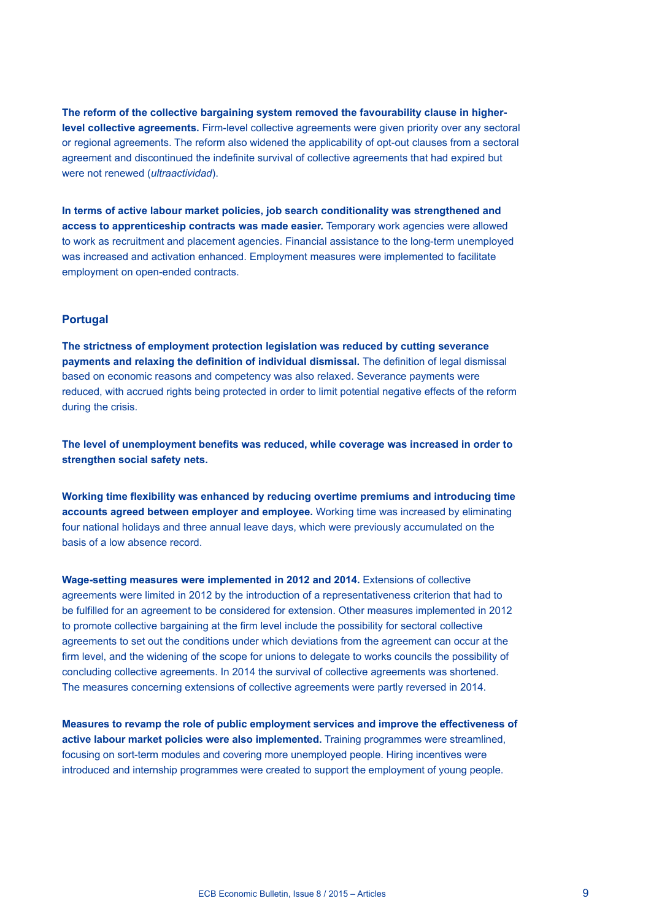**The reform of the collective bargaining system removed the favourability clause in higher-level collective agreements.** Firm-level collective agreements were given priority over any sectoral or regional agreements. The reform also widened the applicability of opt-out clauses from a sectoral agreement and discontinued the indefinite survival of collective agreements that had expired but were not renewed (*ultraactividad*).

**In terms of active labour market policies, job search conditionality was strengthened and access to apprenticeship contracts was made easier.** Temporary work agencies were allowed to work as recruitment and placement agencies. Financial assistance to the long-term unemployed was increased and activation enhanced. Employment measures were implemented to facilitate employment on open-ended contracts.

### Portugal

**The strictness of employment protection legislation was reduced by cutting severance payments and relaxing the definition of individual dismissal.** The definition of legal dismissal based on economic reasons and competency was also relaxed. Severance payments were reduced, with accrued rights being protected in order to limit potential negative effects of the reform during the crisis.

**The level of unemployment benefits was reduced, while coverage was increased in order to strengthen social safety nets.**

**Working time flexibility was enhanced by reducing overtime premiums and introducing time accounts agreed between employer and employee.** Working time was increased by eliminating four national holidays and three annual leave days, which were previously accumulated on the basis of a low absence record.

**Wage-setting measures were implemented in 2012 and 2014.** Extensions of collective agreements were limited in 2012 by the introduction of a representativeness criterion that had to be fulfilled for an agreement to be considered for extension. Other measures implemented in 2012 to promote collective bargaining at the firm level include the possibility for sectoral collective agreements to set out the conditions under which deviations from the agreement can occur at the firm level, and the widening of the scope for unions to delegate to works councils the possibility of concluding collective agreements. In 2014 the survival of collective agreements was shortened. The measures concerning extensions of collective agreements were partly reversed in 2014.

**Measures to revamp the role of public employment services and improve the effectiveness of active labour market policies were also implemented.** Training programmes were streamlined, focusing on sort-term modules and covering more unemployed people. Hiring incentives were introduced and internship programmes were created to support the employment of young people.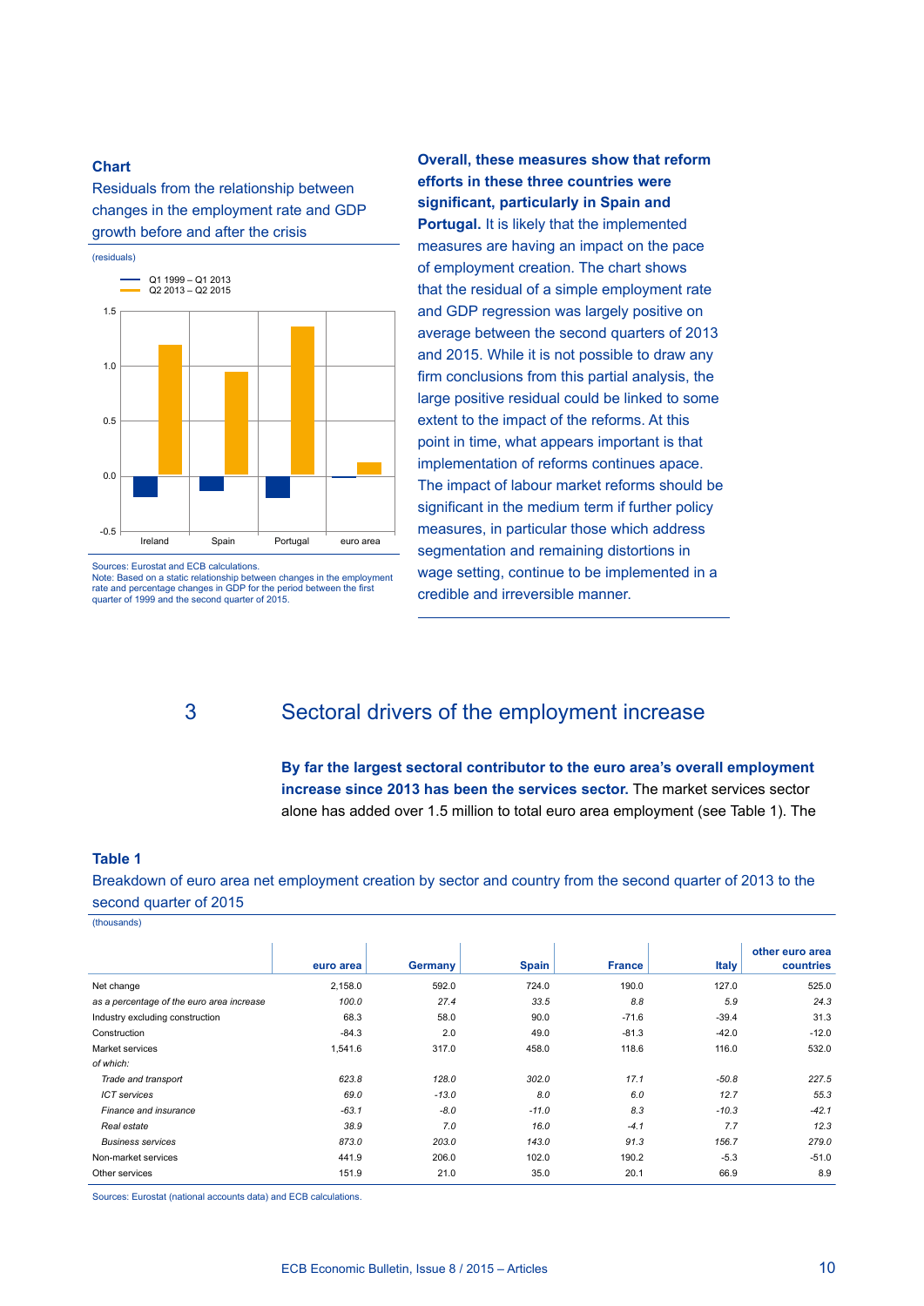**Chart**

Residuals from the relationship between changes in the employment rate and GDP growth before and after the crisis

(residuals)

Sources: Eurostat and ECB calculations.
Note: Based on a static relationship between changes in the employment rate and percentage changes in GDP for the period between the first quarter of 1999 and the second quarter of 2015.

**Overall, these measures show that reform efforts in these three countries were significant, particularly in Spain and Portugal.** It is likely that the implemented measures are having an impact on the pace of employment creation. The chart shows that the residual of a simple employment rate and GDP regression was largely positive on average between the second quarters of 2013 and 2015. While it is not possible to draw any firm conclusions from this partial analysis, the large positive residual could be linked to some extent to the impact of the reforms. At this point in time, what appears important is that implementation of reforms continues apace. The impact of labour market reforms should be significant in the medium term if further policy measures, in particular those which address segmentation and remaining distortions in wage setting, continue to be implemented in a credible and irreversible manner.

## 3 Sectoral drivers of the employment increase

**By far the largest sectoral contributor to the euro area's overall employment increase since 2013 has been the services sector.** The market services sector alone has added over 1.5 million to total euro area employment (see Table 1). The

**Table 1**

Breakdown of euro area net employment creation by sector and country from the second quarter of 2013 to the second quarter of 2015

(thousands)

| | euro area | Germany | Spain | France | Italy | other euro area countries |
|---|---|---|---|---|---|---|
| Net change | 2,158.0 | 592.0 | 724.0 | 190.0 | 127.0 | 525.0 |
| *as a percentage of the euro area increase* | *100.0* | *27.4* | *33.5* | *8.8* | *5.9* | *24.3* |
| Industry excluding construction | 68.3 | 58.0 | 90.0 | -71.6 | -39.4 | 31.3 |
| Construction | -84.3 | 2.0 | 49.0 | -81.3 | -42.0 | -12.0 |
| Market services | 1,541.6 | 317.0 | 458.0 | 118.6 | 116.0 | 532.0 |
| *of which:* | | | | | | |
| *Trade and transport* | *623.8* | *128.0* | *302.0* | *17.1* | *-50.8* | *227.5* |
| *ICT services* | *69.0* | *-13.0* | *8.0* | *6.0* | *12.7* | *55.3* |
| *Finance and insurance* | *-63.1* | *-8.0* | *-11.0* | *8.3* | *-10.3* | *-42.1* |
| *Real estate* | *38.9* | *7.0* | *16.0* | *-4.1* | *7.7* | *12.3* |
| *Business services* | *873.0* | *203.0* | *143.0* | *91.3* | *156.7* | *279.0* |
| Non-market services | 441.9 | 206.0 | 102.0 | 190.2 | -5.3 | -51.0 |
| Other services | 151.9 | 21.0 | 35.0 | 20.1 | 66.9 | 8.9 |

Sources: Eurostat (national accounts data) and ECB calculations.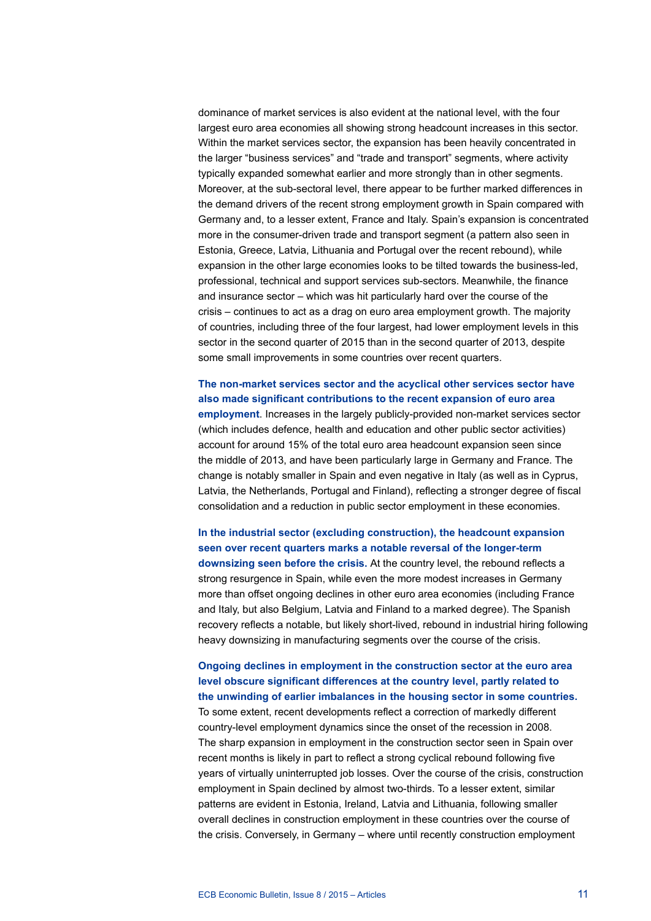dominance of market services is also evident at the national level, with the four largest euro area economies all showing strong headcount increases in this sector. Within the market services sector, the expansion has been heavily concentrated in the larger "business services" and "trade and transport" segments, where activity typically expanded somewhat earlier and more strongly than in other segments. Moreover, at the sub-sectoral level, there appear to be further marked differences in the demand drivers of the recent strong employment growth in Spain compared with Germany and, to a lesser extent, France and Italy. Spain's expansion is concentrated more in the consumer-driven trade and transport segment (a pattern also seen in Estonia, Greece, Latvia, Lithuania and Portugal over the recent rebound), while expansion in the other large economies looks to be tilted towards the business-led, professional, technical and support services sub-sectors. Meanwhile, the finance and insurance sector – which was hit particularly hard over the course of the crisis – continues to act as a drag on euro area employment growth. The majority of countries, including three of the four largest, had lower employment levels in this sector in the second quarter of 2015 than in the second quarter of 2013, despite some small improvements in some countries over recent quarters.

**The non-market services sector and the acyclical other services sector have also made significant contributions to the recent expansion of euro area employment**. Increases in the largely publicly-provided non-market services sector (which includes defence, health and education and other public sector activities) account for around 15% of the total euro area headcount expansion seen since the middle of 2013, and have been particularly large in Germany and France. The change is notably smaller in Spain and even negative in Italy (as well as in Cyprus, Latvia, the Netherlands, Portugal and Finland), reflecting a stronger degree of fiscal consolidation and a reduction in public sector employment in these economies.

**In the industrial sector (excluding construction), the headcount expansion seen over recent quarters marks a notable reversal of the longer-term downsizing seen before the crisis.** At the country level, the rebound reflects a strong resurgence in Spain, while even the more modest increases in Germany more than offset ongoing declines in other euro area economies (including France and Italy, but also Belgium, Latvia and Finland to a marked degree). The Spanish recovery reflects a notable, but likely short-lived, rebound in industrial hiring following heavy downsizing in manufacturing segments over the course of the crisis.

**Ongoing declines in employment in the construction sector at the euro area level obscure significant differences at the country level, partly related to the unwinding of earlier imbalances in the housing sector in some countries.** To some extent, recent developments reflect a correction of markedly different country-level employment dynamics since the onset of the recession in 2008. The sharp expansion in employment in the construction sector seen in Spain over recent months is likely in part to reflect a strong cyclical rebound following five years of virtually uninterrupted job losses. Over the course of the crisis, construction employment in Spain declined by almost two-thirds. To a lesser extent, similar patterns are evident in Estonia, Ireland, Latvia and Lithuania, following smaller overall declines in construction employment in these countries over the course of the crisis. Conversely, in Germany – where until recently construction employment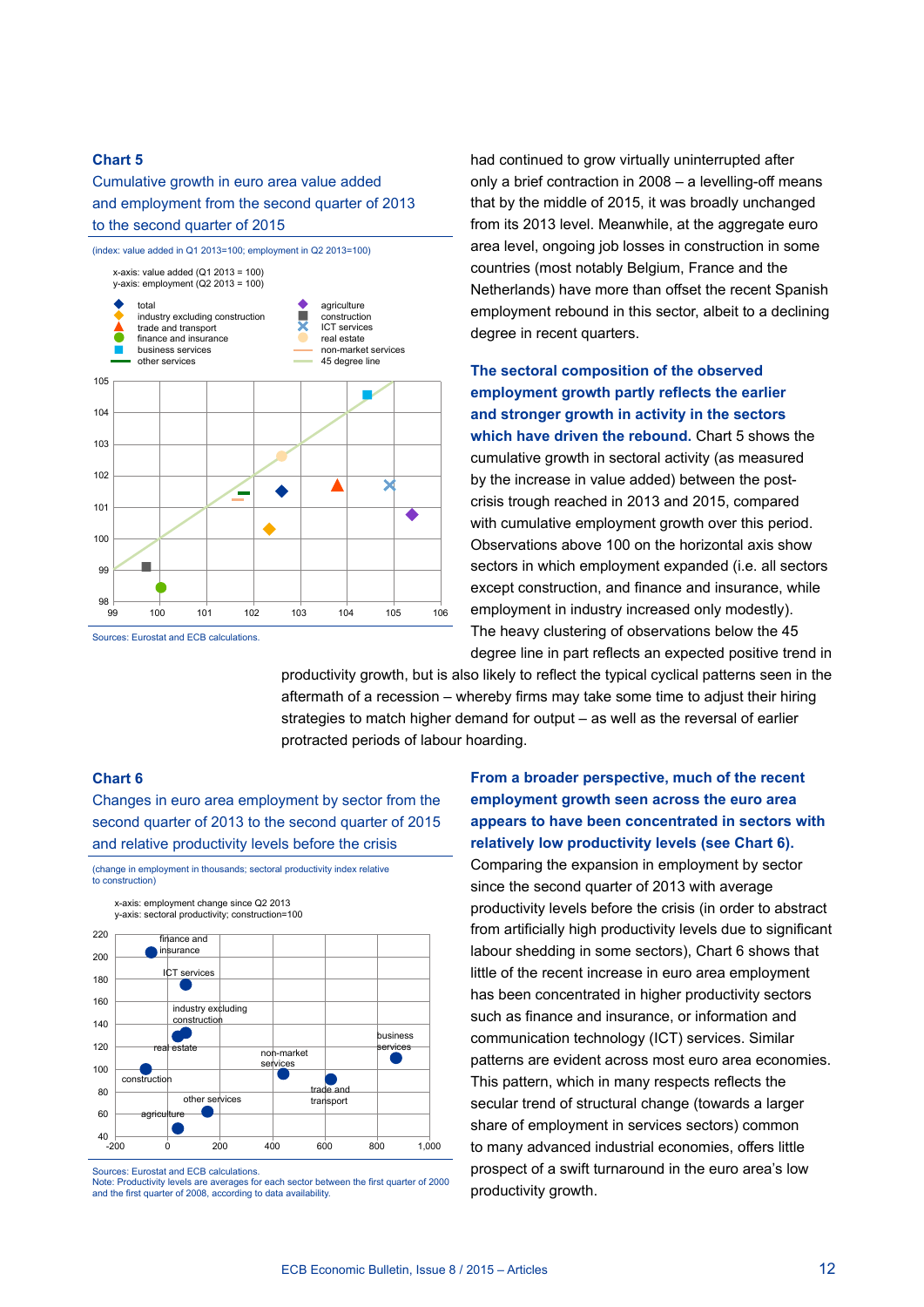had continued to grow virtually uninterrupted after only a brief contraction in 2008 – a levelling-off means that by the middle of 2015, it was broadly unchanged from its 2013 level. Meanwhile, at the aggregate euro area level, ongoing job losses in construction in some countries (most notably Belgium, France and the Netherlands) have more than offset the recent Spanish employment rebound in this sector, albeit to a declining degree in recent quarters.

### Chart 5

Cumulative growth in euro area value added and employment from the second quarter of 2013 to the second quarter of 2015

(index: value added in Q1 2013=100; employment in Q2 2013=100)

x-axis: value added (Q1 2013 = 100)
y-axis: employment (Q2 2013 = 100)

Legend: total; industry excluding construction; trade and transport; finance and insurance; business services; other services; agriculture; construction; ICT services; real estate; non-market services; 45 degree line

Sources: Eurostat and ECB calculations.

**The sectoral composition of the observed employment growth partly reflects the earlier and stronger growth in activity in the sectors which have driven the rebound.** Chart 5 shows the cumulative growth in sectoral activity (as measured by the increase in value added) between the post-crisis trough reached in 2013 and 2015, compared with cumulative employment growth over this period. Observations above 100 on the horizontal axis show sectors in which employment expanded (i.e. all sectors except construction, and finance and insurance, while employment in industry increased only modestly). The heavy clustering of observations below the 45 degree line in part reflects an expected positive trend in productivity growth, but is also likely to reflect the typical cyclical patterns seen in the aftermath of a recession – whereby firms may take some time to adjust their hiring strategies to match higher demand for output – as well as the reversal of earlier protracted periods of labour hoarding.

### Chart 6

Changes in euro area employment by sector from the second quarter of 2013 to the second quarter of 2015 and relative productivity levels before the crisis

(change in employment in thousands; sectoral productivity index relative to construction)

x-axis: employment change since Q2 2013
y-axis: sectoral productivity; construction=100

Sources: Eurostat and ECB calculations.
Note: Productivity levels are averages for each sector between the first quarter of 2000 and the first quarter of 2008, according to data availability.

**From a broader perspective, much of the recent employment growth seen across the euro area appears to have been concentrated in sectors with relatively low productivity levels (see Chart 6).** Comparing the expansion in employment by sector since the second quarter of 2013 with average productivity levels before the crisis (in order to abstract from artificially high productivity levels due to significant labour shedding in some sectors), Chart 6 shows that little of the recent increase in euro area employment has been concentrated in higher productivity sectors such as finance and insurance, or information and communication technology (ICT) services. Similar patterns are evident across most euro area economies. This pattern, which in many respects reflects the secular trend of structural change (towards a larger share of employment in services sectors) common to many advanced industrial economies, offers little prospect of a swift turnaround in the euro area's low productivity growth.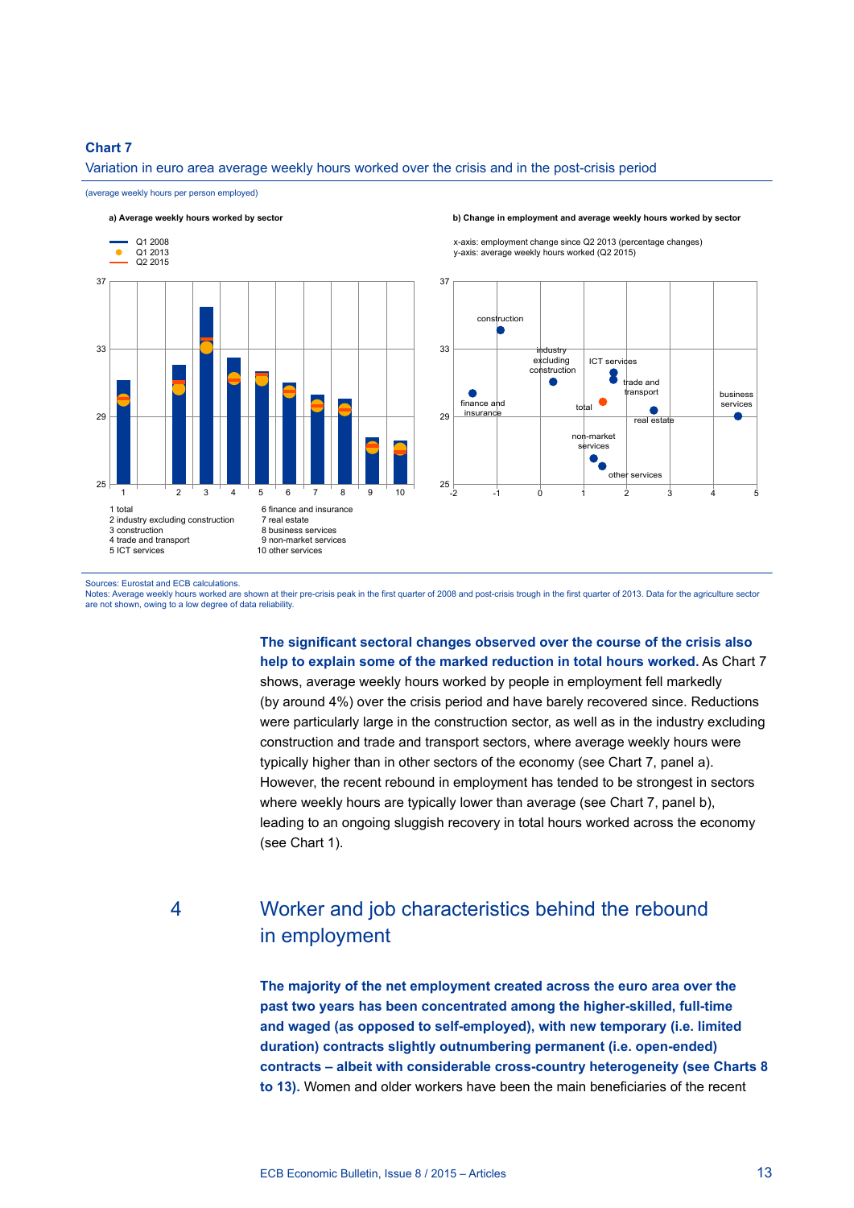**Chart 7**

Variation in euro area average weekly hours worked over the crisis and in the post-crisis period

(average weekly hours per person employed)

a) Average weekly hours worked by sector

- Q1 2008
- Q1 2013
- Q2 2015

1 total
2 industry excluding construction
3 construction
4 trade and transport
5 ICT services
6 finance and insurance
7 real estate
8 business services
9 non-market services
10 other services

b) Change in employment and average weekly hours worked by sector

x-axis: employment change since Q2 2013 (percentage changes)
y-axis: average weekly hours worked (Q2 2015)

Sources: Eurostat and ECB calculations.
Notes: Average weekly hours worked are shown at their pre-crisis peak in the first quarter of 2008 and post-crisis trough in the first quarter of 2013. Data for the agriculture sector are not shown, owing to a low degree of data reliability.

**The significant sectoral changes observed over the course of the crisis also help to explain some of the marked reduction in total hours worked.** As Chart 7 shows, average weekly hours worked by people in employment fell markedly (by around 4%) over the crisis period and have barely recovered since. Reductions were particularly large in the construction sector, as well as in the industry excluding construction and trade and transport sectors, where average weekly hours were typically higher than in other sectors of the economy (see Chart 7, panel a). However, the recent rebound in employment has tended to be strongest in sectors where weekly hours are typically lower than average (see Chart 7, panel b), leading to an ongoing sluggish recovery in total hours worked across the economy (see Chart 1).

## 4 Worker and job characteristics behind the rebound in employment

**The majority of the net employment created across the euro area over the past two years has been concentrated among the higher-skilled, full-time and waged (as opposed to self-employed), with new temporary (i.e. limited duration) contracts slightly outnumbering permanent (i.e. open-ended) contracts – albeit with considerable cross-country heterogeneity (see Charts 8 to 13).** Women and older workers have been the main beneficiaries of the recent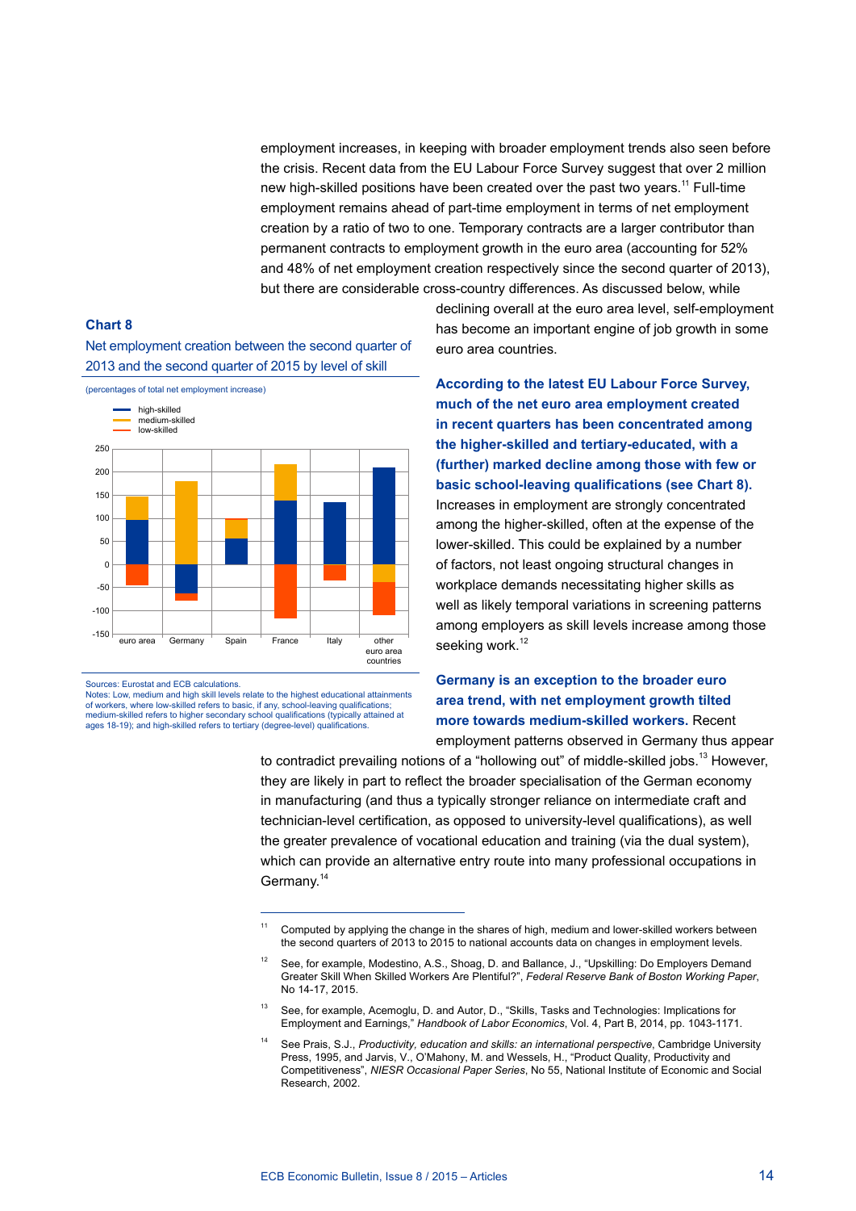employment increases, in keeping with broader employment trends also seen before the crisis. Recent data from the EU Labour Force Survey suggest that over 2 million new high-skilled positions have been created over the past two years.[11] Full-time employment remains ahead of part-time employment in terms of net employment creation by a ratio of two to one. Temporary contracts are a larger contributor than permanent contracts to employment growth in the euro area (accounting for 52% and 48% of net employment creation respectively since the second quarter of 2013), but there are considerable cross-country differences. As discussed below, while declining overall at the euro area level, self-employment has become an important engine of job growth in some euro area countries.

**Chart 8**

**Net employment creation between the second quarter of 2013 and the second quarter of 2015 by level of skill**

(percentages of total net employment increase)

- high-skilled
- medium-skilled
- low-skilled

Sources: Eurostat and ECB calculations.
Notes: Low, medium and high skill levels relate to the highest educational attainments of workers, where low-skilled refers to basic, if any, school-leaving qualifications; medium-skilled refers to higher secondary school qualifications (typically attained at ages 18-19); and high-skilled refers to tertiary (degree-level) qualifications.

**According to the latest EU Labour Force Survey, much of the net euro area employment created in recent quarters has been concentrated among the higher-skilled and tertiary-educated, with a (further) marked decline among those with few or basic school-leaving qualifications (see Chart 8).** Increases in employment are strongly concentrated among the higher-skilled, often at the expense of the lower-skilled. This could be explained by a number of factors, not least ongoing structural changes in workplace demands necessitating higher skills as well as likely temporal variations in screening patterns among employers as skill levels increase among those seeking work.[12]

**Germany is an exception to the broader euro area trend, with net employment growth tilted more towards medium-skilled workers.** Recent employment patterns observed in Germany thus appear to contradict prevailing notions of a "hollowing out" of middle-skilled jobs.[13] However, they are likely in part to reflect the broader specialisation of the German economy in manufacturing (and thus a typically stronger reliance on intermediate craft and technician-level certification, as opposed to university-level qualifications), as well the greater prevalence of vocational education and training (via the dual system), which can provide an alternative entry route into many professional occupations in Germany.[14]

---

[11] Computed by applying the change in the shares of high, medium and lower-skilled workers between the second quarters of 2013 to 2015 to national accounts data on changes in employment levels.

[12] See, for example, Modestino, A.S., Shoag, D. and Ballance, J., "Upskilling: Do Employers Demand Greater Skill When Skilled Workers Are Plentiful?", *Federal Reserve Bank of Boston Working Paper*, No 14-17, 2015.

[13] See, for example, Acemoglu, D. and Autor, D., "Skills, Tasks and Technologies: Implications for Employment and Earnings," *Handbook of Labor Economics*, Vol. 4, Part B, 2014, pp. 1043-1171.

[14] See Prais, S.J., *Productivity, education and skills: an international perspective,* Cambridge University Press, 1995, and Jarvis, V., O'Mahony, M. and Wessels, H., "Product Quality, Productivity and Competitiveness", *NIESR Occasional Paper Series*, No 55, National Institute of Economic and Social Research, 2002.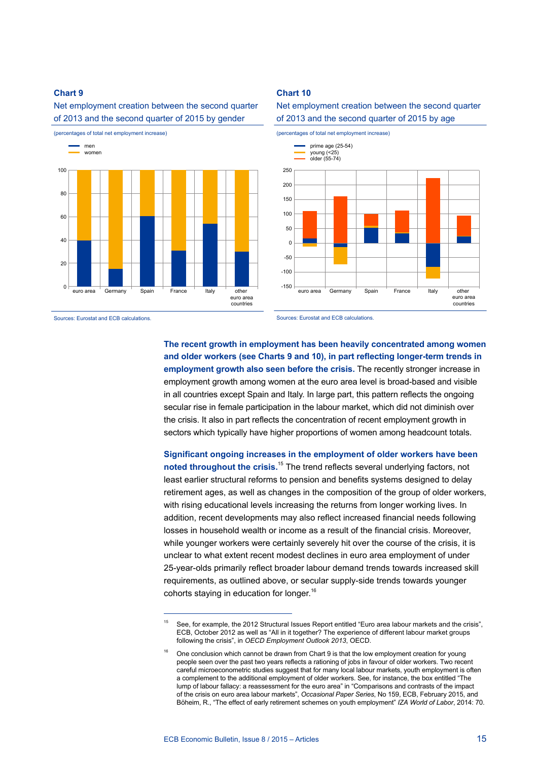**Chart 9**

Net employment creation between the second quarter of 2013 and the second quarter of 2015 by gender

(percentages of total net employment increase)

Sources: Eurostat and ECB calculations.

**Chart 10**

Net employment creation between the second quarter of 2013 and the second quarter of 2015 by age

(percentages of total net employment increase)

Sources: Eurostat and ECB calculations.

**The recent growth in employment has been heavily concentrated among women and older workers (see Charts 9 and 10), in part reflecting longer-term trends in employment growth also seen before the crisis.** The recently stronger increase in employment growth among women at the euro area level is broad-based and visible in all countries except Spain and Italy. In large part, this pattern reflects the ongoing secular rise in female participation in the labour market, which did not diminish over the crisis. It also in part reflects the concentration of recent employment growth in sectors which typically have higher proportions of women among headcount totals.

**Significant ongoing increases in the employment of older workers have been noted throughout the crisis.**[15] The trend reflects several underlying factors, not least earlier structural reforms to pension and benefits systems designed to delay retirement ages, as well as changes in the composition of the group of older workers, with rising educational levels increasing the returns from longer working lives. In addition, recent developments may also reflect increased financial needs following losses in household wealth or income as a result of the financial crisis. Moreover, while younger workers were certainly severely hit over the course of the crisis, it is unclear to what extent recent modest declines in euro area employment of under 25-year-olds primarily reflect broader labour demand trends towards increased skill requirements, as outlined above, or secular supply-side trends towards younger cohorts staying in education for longer.[16]

---

[15] See, for example, the 2012 Structural Issues Report entitled "Euro area labour markets and the crisis", ECB, October 2012 as well as "All in it together? The experience of different labour market groups following the crisis", in *OECD Employment Outlook 2013*, OECD.

[16] One conclusion which cannot be drawn from Chart 9 is that the low employment creation for young people seen over the past two years reflects a rationing of jobs in favour of older workers. Two recent careful microeconometric studies suggest that for many local labour markets, youth employment is often a complement to the additional employment of older workers. See, for instance, the box entitled "The lump of labour fallacy: a reassessment for the euro area" in "Comparisons and contrasts of the impact of the crisis on euro area labour markets", *Occasional Paper Series*, No 159, ECB, February 2015, and Böheim, R., "The effect of early retirement schemes on youth employment" *IZA World of Labor*, 2014: 70.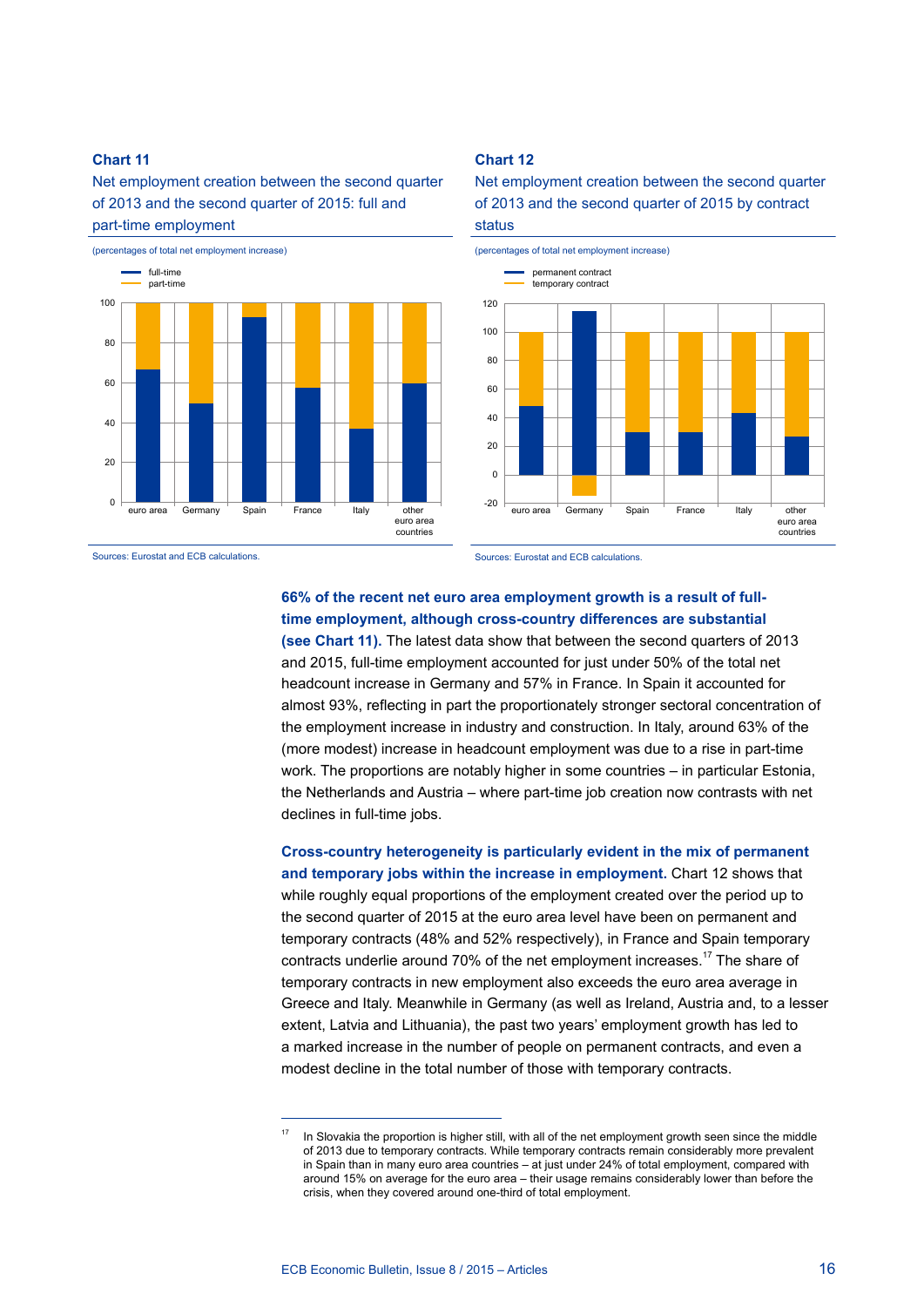**Chart 11**

Net employment creation between the second quarter of 2013 and the second quarter of 2015: full and part-time employment

(percentages of total net employment increase)

Sources: Eurostat and ECB calculations.

**Chart 12**

Net employment creation between the second quarter of 2013 and the second quarter of 2015 by contract status

(percentages of total net employment increase)

Sources: Eurostat and ECB calculations.

**66% of the recent net euro area employment growth is a result of full-time employment, although cross-country differences are substantial (see Chart 11).** The latest data show that between the second quarters of 2013 and 2015, full-time employment accounted for just under 50% of the total net headcount increase in Germany and 57% in France. In Spain it accounted for almost 93%, reflecting in part the proportionately stronger sectoral concentration of the employment increase in industry and construction. In Italy, around 63% of the (more modest) increase in headcount employment was due to a rise in part-time work. The proportions are notably higher in some countries – in particular Estonia, the Netherlands and Austria – where part-time job creation now contrasts with net declines in full-time jobs.

**Cross-country heterogeneity is particularly evident in the mix of permanent and temporary jobs within the increase in employment.** Chart 12 shows that while roughly equal proportions of the employment created over the period up to the second quarter of 2015 at the euro area level have been on permanent and temporary contracts (48% and 52% respectively), in France and Spain temporary contracts underlie around 70% of the net employment increases.[17] The share of temporary contracts in new employment also exceeds the euro area average in Greece and Italy. Meanwhile in Germany (as well as Ireland, Austria and, to a lesser extent, Latvia and Lithuania), the past two years' employment growth has led to a marked increase in the number of people on permanent contracts, and even a modest decline in the total number of those with temporary contracts.

[17] In Slovakia the proportion is higher still, with all of the net employment growth seen since the middle of 2013 due to temporary contracts. While temporary contracts remain considerably more prevalent in Spain than in many euro area countries – at just under 24% of total employment, compared with around 15% on average for the euro area – their usage remains considerably lower than before the crisis, when they covered around one-third of total employment.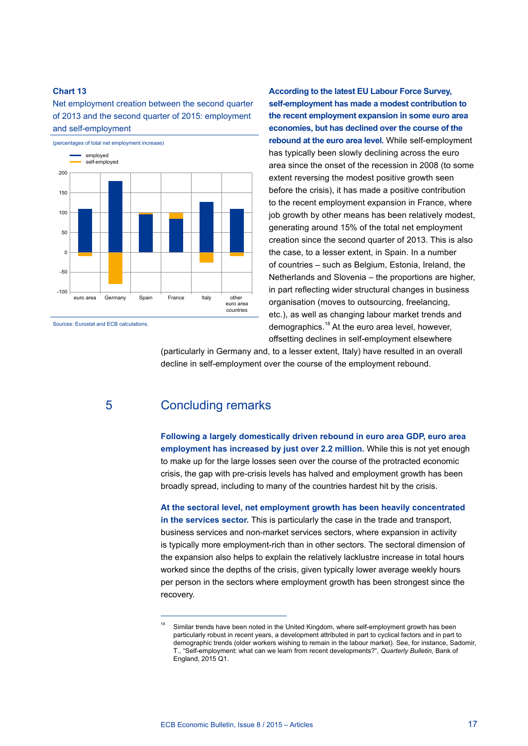**Chart 13**

Net employment creation between the second quarter of 2013 and the second quarter of 2015: employment and self-employment

(percentages of total net employment increase)

Sources: Eurostat and ECB calculations.

**According to the latest EU Labour Force Survey, self-employment has made a modest contribution to the recent employment expansion in some euro area economies, but has declined over the course of the rebound at the euro area level.** While self-employment has typically been slowly declining across the euro area since the onset of the recession in 2008 (to some extent reversing the modest positive growth seen before the crisis), it has made a positive contribution to the recent employment expansion in France, where job growth by other means has been relatively modest, generating around 15% of the total net employment creation since the second quarter of 2013. This is also the case, to a lesser extent, in Spain. In a number of countries – such as Belgium, Estonia, Ireland, the Netherlands and Slovenia – the proportions are higher, in part reflecting wider structural changes in business organisation (moves to outsourcing, freelancing, etc.), as well as changing labour market trends and demographics.[18] At the euro area level, however, offsetting declines in self-employment elsewhere (particularly in Germany and, to a lesser extent, Italy) have resulted in an overall decline in self-employment over the course of the employment rebound.

## 5 Concluding remarks

**Following a largely domestically driven rebound in euro area GDP, euro area employment has increased by just over 2.2 million.** While this is not yet enough to make up for the large losses seen over the course of the protracted economic crisis, the gap with pre-crisis levels has halved and employment growth has been broadly spread, including to many of the countries hardest hit by the crisis.

**At the sectoral level, net employment growth has been heavily concentrated in the services sector.** This is particularly the case in the trade and transport, business services and non-market services sectors, where expansion in activity is typically more employment-rich than in other sectors. The sectoral dimension of the expansion also helps to explain the relatively lacklustre increase in total hours worked since the depths of the crisis, given typically lower average weekly hours per person in the sectors where employment growth has been strongest since the recovery.

[18] Similar trends have been noted in the United Kingdom, where self-employment growth has been particularly robust in recent years, a development attributed in part to cyclical factors and in part to demographic trends (older workers wishing to remain in the labour market). See, for instance, Sadomir, T., "Self-employment: what can we learn from recent developments?", *Quarterly Bulletin*, Bank of England, 2015 Q1.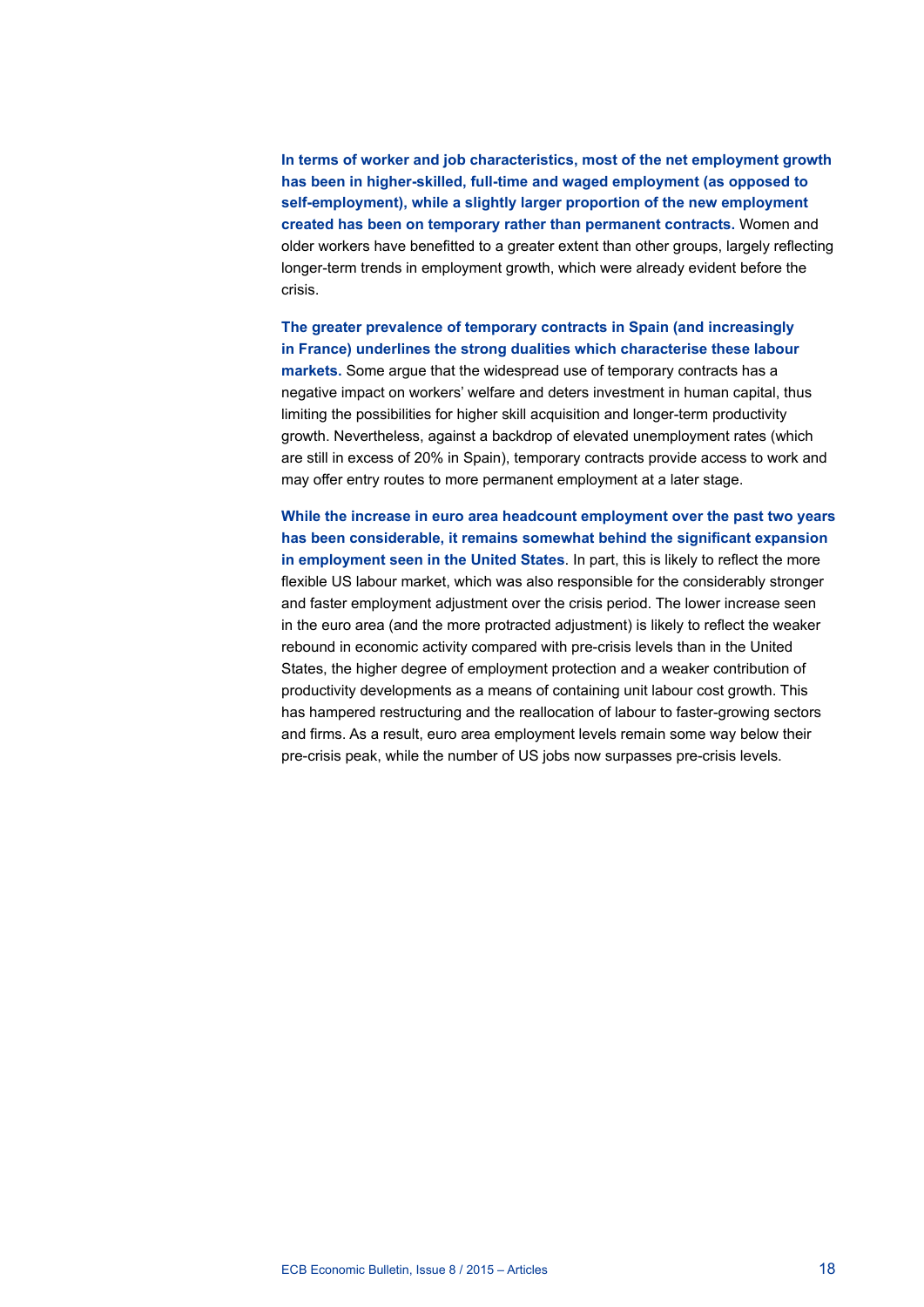**In terms of worker and job characteristics, most of the net employment growth has been in higher-skilled, full-time and waged employment (as opposed to self-employment), while a slightly larger proportion of the new employment created has been on temporary rather than permanent contracts.** Women and older workers have benefitted to a greater extent than other groups, largely reflecting longer-term trends in employment growth, which were already evident before the crisis.

**The greater prevalence of temporary contracts in Spain (and increasingly in France) underlines the strong dualities which characterise these labour markets.** Some argue that the widespread use of temporary contracts has a negative impact on workers' welfare and deters investment in human capital, thus limiting the possibilities for higher skill acquisition and longer-term productivity growth. Nevertheless, against a backdrop of elevated unemployment rates (which are still in excess of 20% in Spain), temporary contracts provide access to work and may offer entry routes to more permanent employment at a later stage.

**While the increase in euro area headcount employment over the past two years has been considerable, it remains somewhat behind the significant expansion in employment seen in the United States**. In part, this is likely to reflect the more flexible US labour market, which was also responsible for the considerably stronger and faster employment adjustment over the crisis period. The lower increase seen in the euro area (and the more protracted adjustment) is likely to reflect the weaker rebound in economic activity compared with pre-crisis levels than in the United States, the higher degree of employment protection and a weaker contribution of productivity developments as a means of containing unit labour cost growth. This has hampered restructuring and the reallocation of labour to faster-growing sectors and firms. As a result, euro area employment levels remain some way below their pre-crisis peak, while the number of US jobs now surpasses pre-crisis levels.